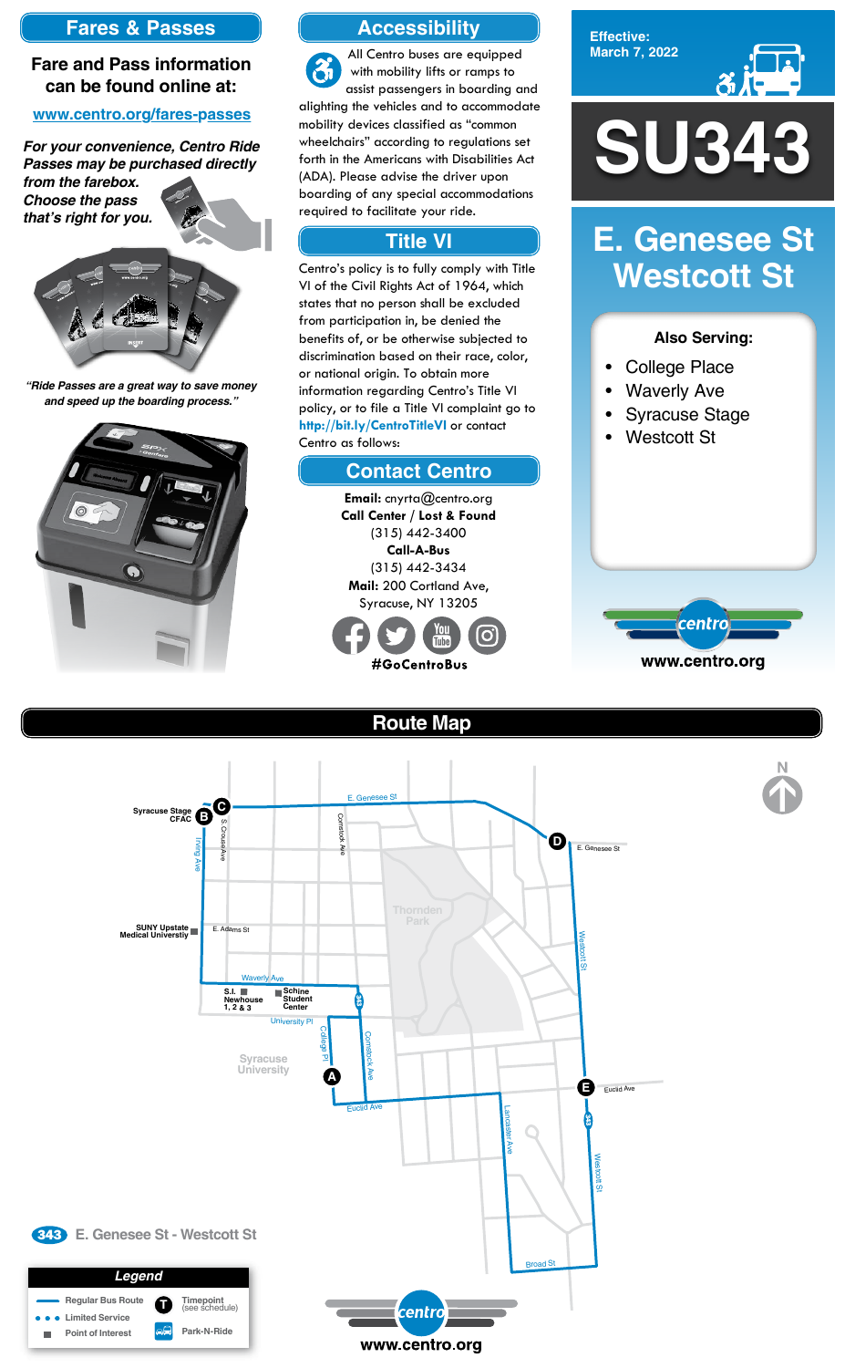## Fares & Passes

**Fare and Pass information can be found online at:**

**www.centro.org/fares-passes**

***For your convenience, Centro Ride Passes may be purchased directly from the farebox. Choose the pass that's right for you.***

*"Ride Passes are a great way to save money and speed up the boarding process."*

## Accessibility

All Centro buses are equipped with mobility lifts or ramps to assist passengers in boarding and alighting the vehicles and to accommodate mobility devices classified as "common wheelchairs" according to regulations set forth in the Americans with Disabilities Act (ADA). Please advise the driver upon boarding of any special accommodations required to facilitate your ride.

## Title VI

Centro's policy is to fully comply with Title VI of the Civil Rights Act of 1964, which states that no person shall be excluded from participation in, be denied the benefits of, or be otherwise subjected to discrimination based on their race, color, or national origin. To obtain more information regarding Centro's Title VI policy, or to file a Title VI complaint go to **http://bit.ly/CentroTitleVI** or contact Centro as follows:

## Contact Centro

**Email:** cnyrta@centro.org

**Call Center / Lost & Found**

(315) 442-3400

**Call-A-Bus**

(315) 442-3434

**Mail:** 200 Cortland Ave, Syracuse, NY 13205

**#GoCentroBus**

**Effective:** March 7, 2022

# SU343

# E. Genesee St Westcott St

**Also Serving:**

- College Place
- Waverly Ave
- Syracuse Stage
- Westcott St

www.centro.org

## Route Map

Map labels: E. Genesee St; Syracuse Stage CFAC (B); C; D; Irving Ave; S. Crouse Ave; Comstock Ave; Thornden Park; E. Adams St; SUNY Upstate Medical University; Waverly Ave; S.I. Newhouse 1, 2 & 3; Schine Student Center; University Pl; College Pl; Syracuse University; A; Euclid Ave; Westcott St; E; Lancaster Ave; Broad St; N

**343** E. Genesee St - Westcott St

| Legend | |
|---|---|
| Regular Bus Route | Timepoint (see schedule) |
| Limited Service | Park-N-Ride |
| Point of Interest | |

www.centro.org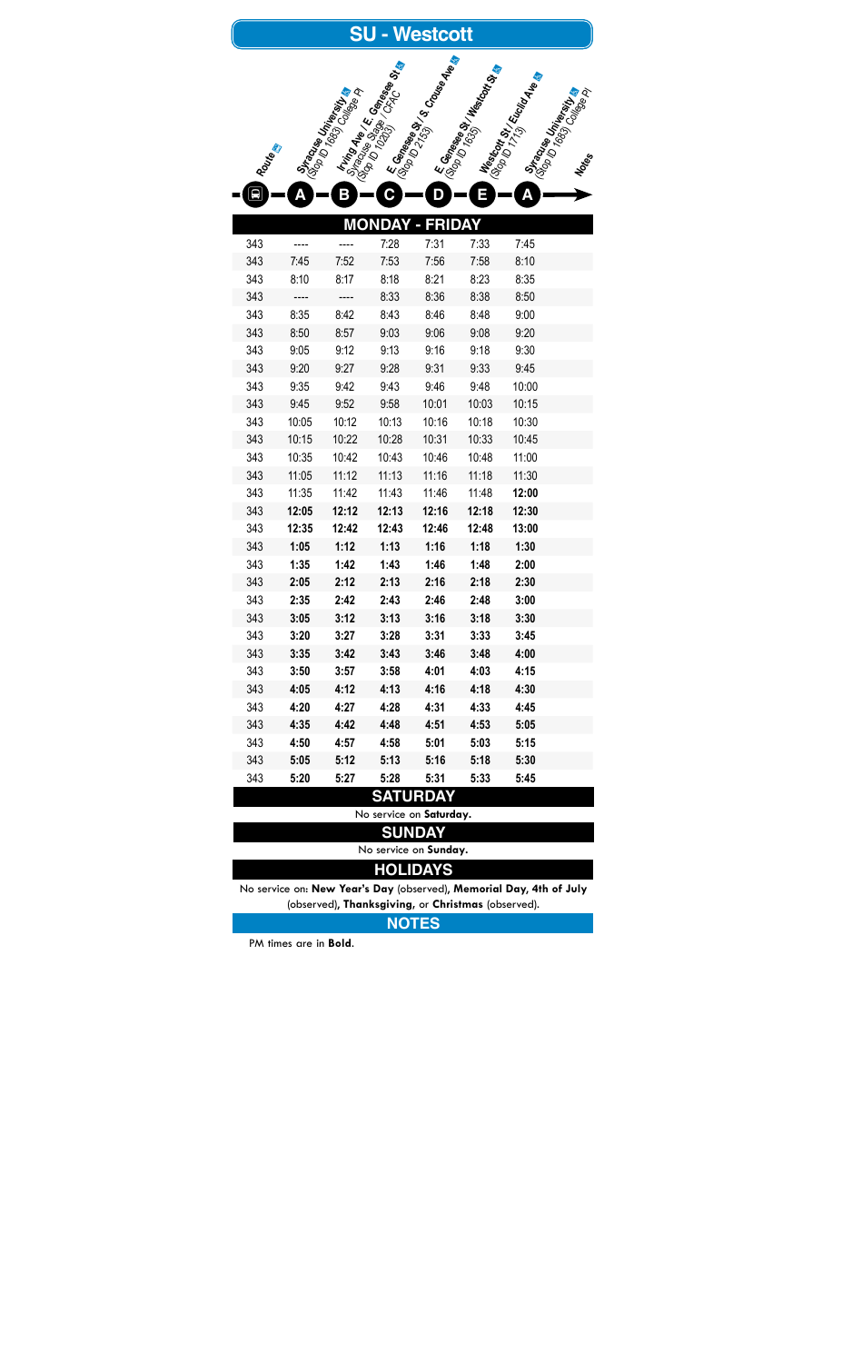# SU - Westcott

| Route | A: Syracuse University (Stop ID 1683) College Pl | B: Irving Ave / E. Genesee St Syracuse Stage / CFAC (Stop ID 10203) | C: E. Genesee St / S. Crouse Ave (Stop ID 2153) | D: E. Genesee St / Westcott St (Stop ID 1635) | E: Westcott St / Euclid Ave (Stop ID 1713) | A: Syracuse University (Stop ID 1683) College Pl | Notes |
|---|---|---|---|---|---|---|---|
| **MONDAY - FRIDAY** | | | | | | | |
| 343 | ---- | ---- | 7:28 | 7:31 | 7:33 | 7:45 | |
| 343 | 7:45 | 7:52 | 7:53 | 7:56 | 7:58 | 8:10 | |
| 343 | 8:10 | 8:17 | 8:18 | 8:21 | 8:23 | 8:35 | |
| 343 | ---- | ---- | 8:33 | 8:36 | 8:38 | 8:50 | |
| 343 | 8:35 | 8:42 | 8:43 | 8:46 | 8:48 | 9:00 | |
| 343 | 8:50 | 8:57 | 9:03 | 9:06 | 9:08 | 9:20 | |
| 343 | 9:05 | 9:12 | 9:13 | 9:16 | 9:18 | 9:30 | |
| 343 | 9:20 | 9:27 | 9:28 | 9:31 | 9:33 | 9:45 | |
| 343 | 9:35 | 9:42 | 9:43 | 9:46 | 9:48 | 10:00 | |
| 343 | 9:45 | 9:52 | 9:58 | 10:01 | 10:03 | 10:15 | |
| 343 | 10:05 | 10:12 | 10:13 | 10:16 | 10:18 | 10:30 | |
| 343 | 10:15 | 10:22 | 10:28 | 10:31 | 10:33 | 10:45 | |
| 343 | 10:35 | 10:42 | 10:43 | 10:46 | 10:48 | 11:00 | |
| 343 | 11:05 | 11:12 | 11:13 | 11:16 | 11:18 | 11:30 | |
| 343 | 11:35 | 11:42 | 11:43 | 11:46 | 11:48 | **12:00** | |
| 343 | **12:05** | **12:12** | **12:13** | **12:16** | **12:18** | **12:30** | |
| 343 | **12:35** | **12:42** | **12:43** | **12:46** | **12:48** | **13:00** | |
| 343 | **1:05** | **1:12** | **1:13** | **1:16** | **1:18** | **1:30** | |
| 343 | **1:35** | **1:42** | **1:43** | **1:46** | **1:48** | **2:00** | |
| 343 | **2:05** | **2:12** | **2:13** | **2:16** | **2:18** | **2:30** | |
| 343 | **2:35** | **2:42** | **2:43** | **2:46** | **2:48** | **3:00** | |
| 343 | **3:05** | **3:12** | **3:13** | **3:16** | **3:18** | **3:30** | |
| 343 | **3:20** | **3:27** | **3:28** | **3:31** | **3:33** | **3:45** | |
| 343 | **3:35** | **3:42** | **3:43** | **3:46** | **3:48** | **4:00** | |
| 343 | **3:50** | **3:57** | **3:58** | **4:01** | **4:03** | **4:15** | |
| 343 | **4:05** | **4:12** | **4:13** | **4:16** | **4:18** | **4:30** | |
| 343 | **4:20** | **4:27** | **4:28** | **4:31** | **4:33** | **4:45** | |
| 343 | **4:35** | **4:42** | **4:48** | **4:51** | **4:53** | **5:05** | |
| 343 | **4:50** | **4:57** | **4:58** | **5:01** | **5:03** | **5:15** | |
| 343 | **5:05** | **5:12** | **5:13** | **5:16** | **5:18** | **5:30** | |
| 343 | **5:20** | **5:27** | **5:28** | **5:31** | **5:33** | **5:45** | |

## SATURDAY

No service on **Saturday.**

## SUNDAY

No service on **Sunday.**

## HOLIDAYS

No service on: **New Year's Day** (observed), **Memorial Day, 4th of July** (observed), **Thanksgiving,** or **Christmas** (observed).

## NOTES

PM times are in **Bold**.